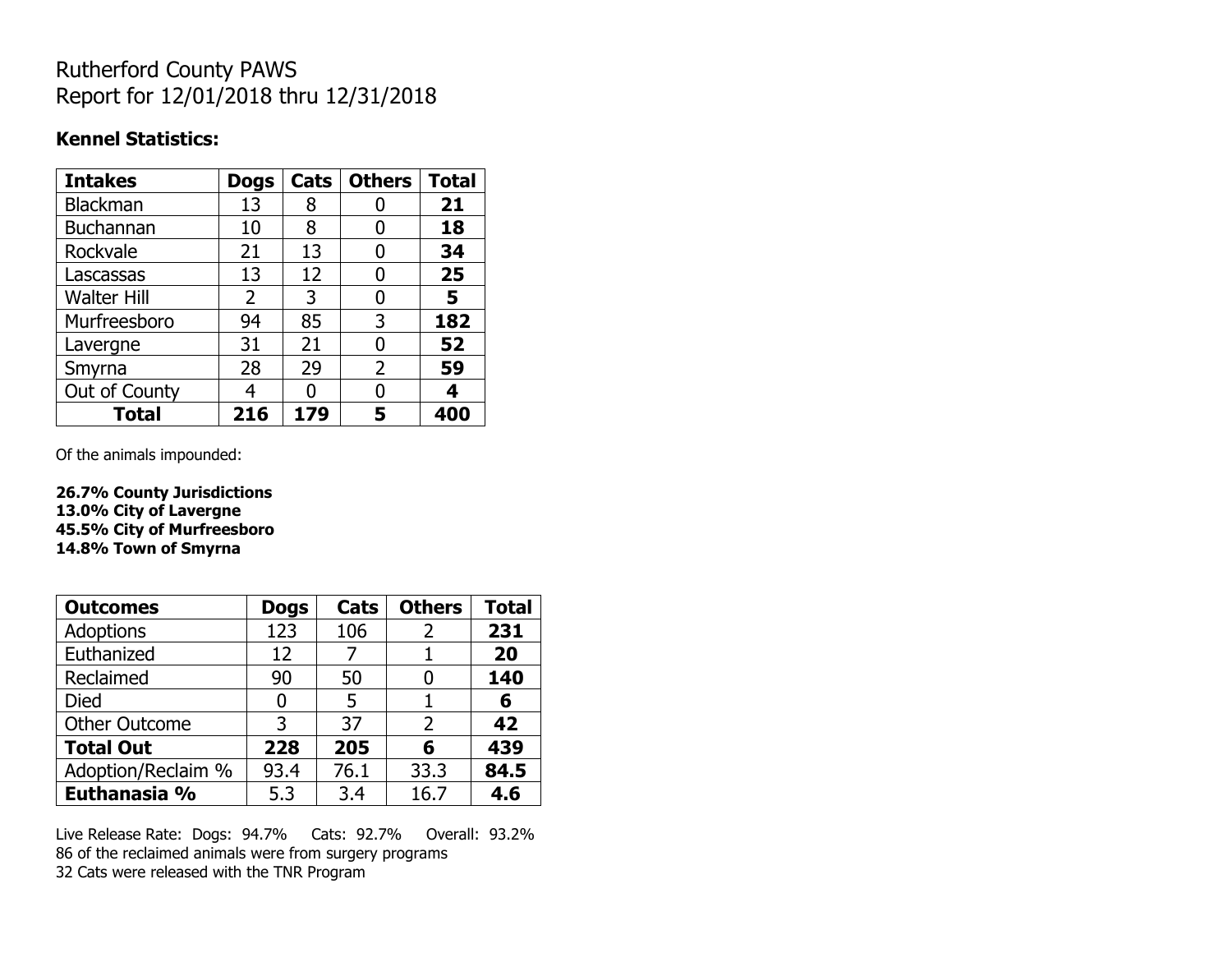# Rutherford County PAWS
# Report for 12/01/2018 thru 12/31/2018

**Kennel Statistics:**

| Intakes | Dogs | Cats | Others | Total |
|---|---|---|---|---|
| Blackman | 13 | 8 | 0 | **21** |
| Buchannan | 10 | 8 | 0 | **18** |
| Rockvale | 21 | 13 | 0 | **34** |
| Lascassas | 13 | 12 | 0 | **25** |
| Walter Hill | 2 | 3 | 0 | **5** |
| Murfreesboro | 94 | 85 | 3 | **182** |
| Lavergne | 31 | 21 | 0 | **52** |
| Smyrna | 28 | 29 | 2 | **59** |
| Out of County | 4 | 0 | 0 | **4** |
| **Total** | **216** | **179** | **5** | **400** |

Of the animals impounded:

**26.7% County Jurisdictions**
**13.0% City of Lavergne**
**45.5% City of Murfreesboro**
**14.8% Town of Smyrna**

| Outcomes | Dogs | Cats | Others | Total |
|---|---|---|---|---|
| Adoptions | 123 | 106 | 2 | **231** |
| Euthanized | 12 | 7 | 1 | **20** |
| Reclaimed | 90 | 50 | 0 | **140** |
| Died | 0 | 5 | 1 | **6** |
| Other Outcome | 3 | 37 | 2 | **42** |
| **Total Out** | **228** | **205** | **6** | **439** |
| Adoption/Reclaim % | 93.4 | 76.1 | 33.3 | **84.5** |
| **Euthanasia %** | 5.3 | 3.4 | 16.7 | **4.6** |

Live Release Rate: Dogs: 94.7% Cats: 92.7% Overall: 93.2%
86 of the reclaimed animals were from surgery programs
32 Cats were released with the TNR Program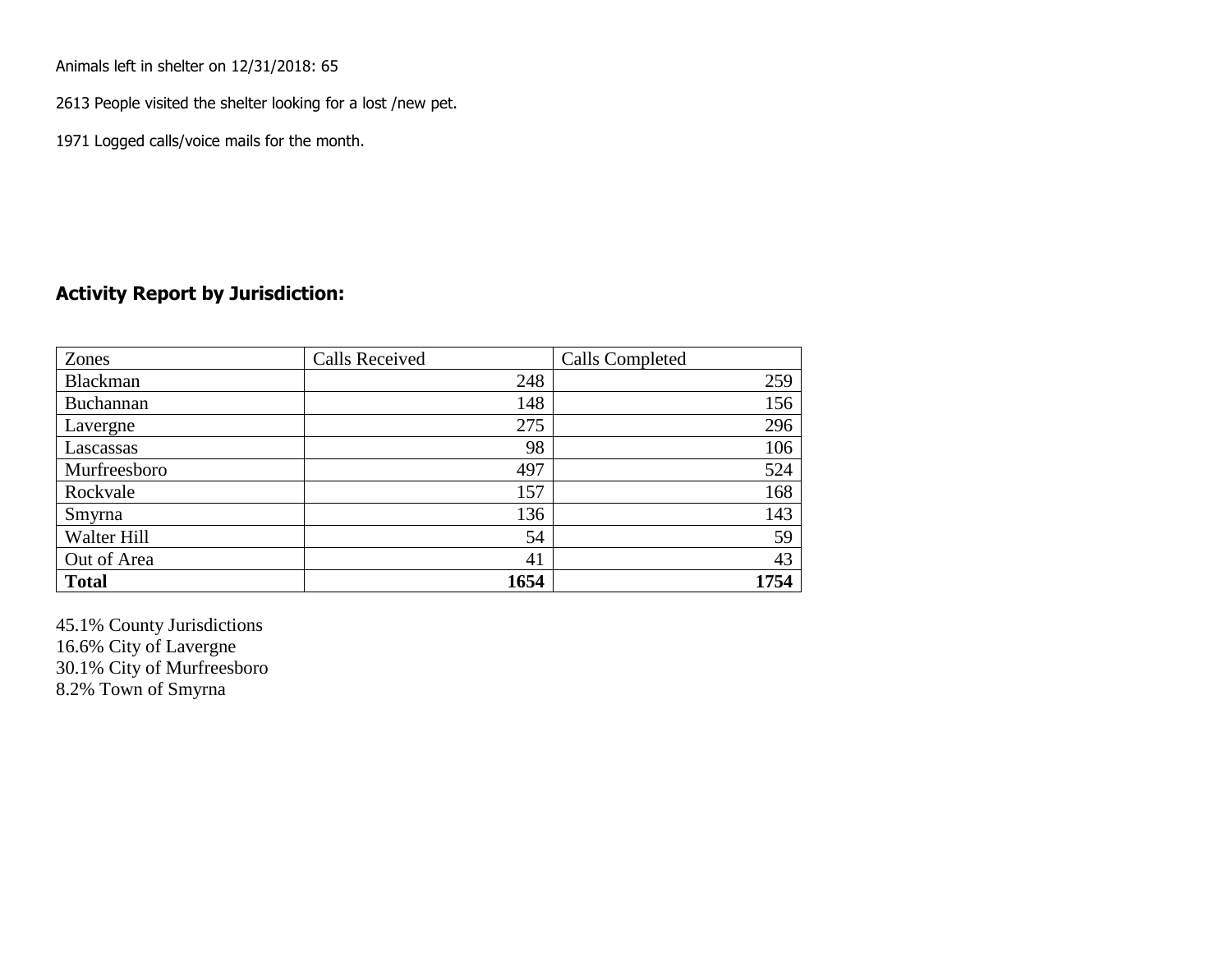Animals left in shelter on 12/31/2018: 65

2613 People visited the shelter looking for a lost /new pet.

1971 Logged calls/voice mails for the month.

## Activity Report by Jurisdiction:

| Zones | Calls Received | Calls Completed |
|---|---|---|
| Blackman | 248 | 259 |
| Buchannan | 148 | 156 |
| Lavergne | 275 | 296 |
| Lascassas | 98 | 106 |
| Murfreesboro | 497 | 524 |
| Rockvale | 157 | 168 |
| Smyrna | 136 | 143 |
| Walter Hill | 54 | 59 |
| Out of Area | 41 | 43 |
| **Total** | **1654** | **1754** |

45.1% County Jurisdictions
16.6% City of Lavergne
30.1% City of Murfreesboro
8.2% Town of Smyrna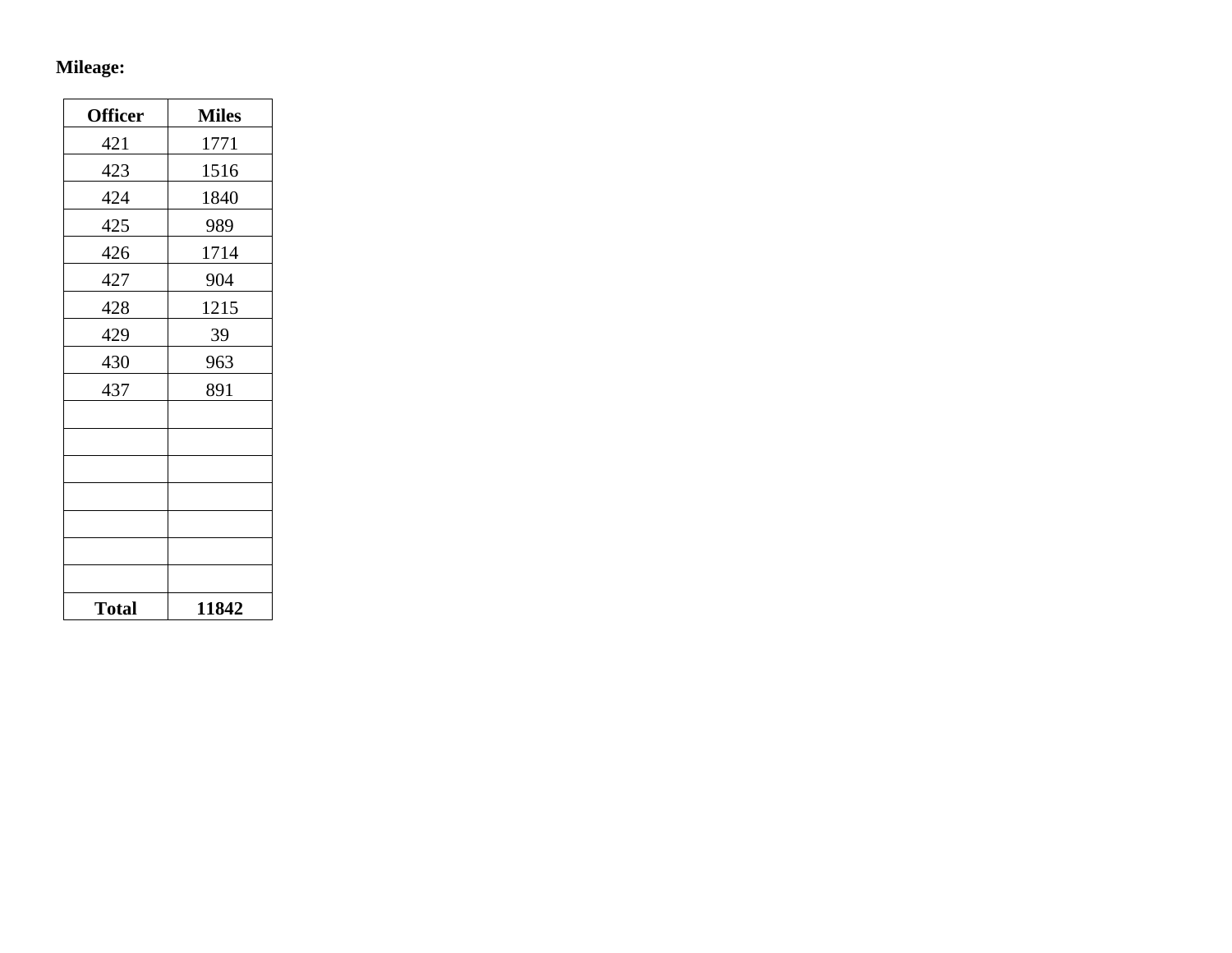**Mileage:**

| Officer | Miles |
|---|---|
| 421 | 1771 |
| 423 | 1516 |
| 424 | 1840 |
| 425 | 989 |
| 426 | 1714 |
| 427 | 904 |
| 428 | 1215 |
| 429 | 39 |
| 430 | 963 |
| 437 | 891 |
| | |
| | |
| | |
| | |
| | |
| | |
| | |
| **Total** | **11842** |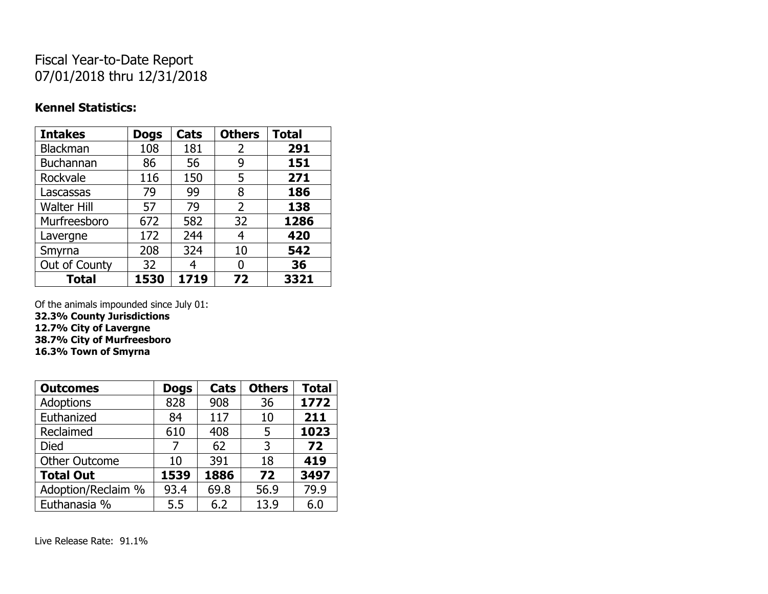Fiscal Year-to-Date Report
07/01/2018 thru 12/31/2018

**Kennel Statistics:**

| Intakes | Dogs | Cats | Others | Total |
|---|---|---|---|---|
| Blackman | 108 | 181 | 2 | **291** |
| Buchannan | 86 | 56 | 9 | **151** |
| Rockvale | 116 | 150 | 5 | **271** |
| Lascassas | 79 | 99 | 8 | **186** |
| Walter Hill | 57 | 79 | 2 | **138** |
| Murfreesboro | 672 | 582 | 32 | **1286** |
| Lavergne | 172 | 244 | 4 | **420** |
| Smyrna | 208 | 324 | 10 | **542** |
| Out of County | 32 | 4 | 0 | **36** |
| **Total** | **1530** | **1719** | **72** | **3321** |

Of the animals impounded since July 01:
**32.3% County Jurisdictions**
**12.7% City of Lavergne**
**38.7% City of Murfreesboro**
**16.3% Town of Smyrna**

| Outcomes | Dogs | Cats | Others | Total |
|---|---|---|---|---|
| Adoptions | 828 | 908 | 36 | **1772** |
| Euthanized | 84 | 117 | 10 | **211** |
| Reclaimed | 610 | 408 | 5 | **1023** |
| Died | 7 | 62 | 3 | **72** |
| Other Outcome | 10 | 391 | 18 | **419** |
| **Total Out** | **1539** | **1886** | **72** | **3497** |
| Adoption/Reclaim % | 93.4 | 69.8 | 56.9 | 79.9 |
| Euthanasia % | 5.5 | 6.2 | 13.9 | 6.0 |

Live Release Rate: 91.1%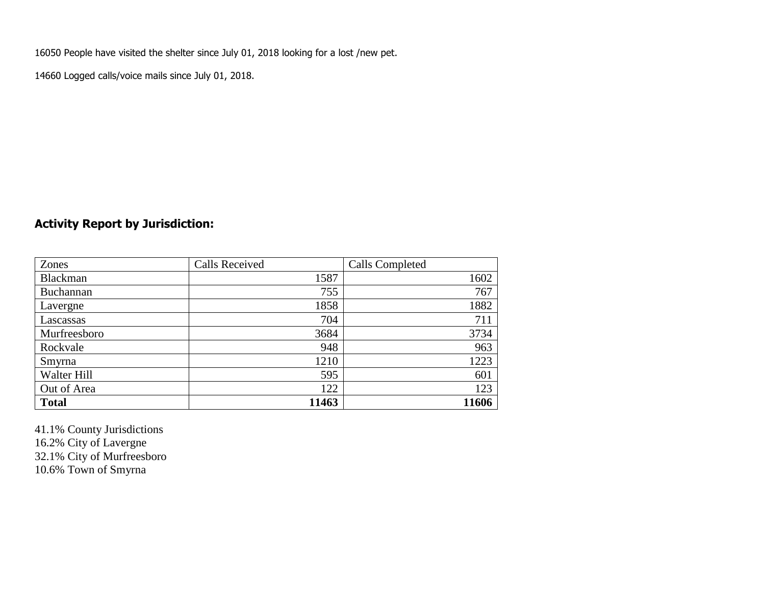16050 People have visited the shelter since July 01, 2018 looking for a lost /new pet.

14660 Logged calls/voice mails since July 01, 2018.

## Activity Report by Jurisdiction:

| Zones | Calls Received | Calls Completed |
|---|---|---|
| Blackman | 1587 | 1602 |
| Buchannan | 755 | 767 |
| Lavergne | 1858 | 1882 |
| Lascassas | 704 | 711 |
| Murfreesboro | 3684 | 3734 |
| Rockvale | 948 | 963 |
| Smyrna | 1210 | 1223 |
| Walter Hill | 595 | 601 |
| Out of Area | 122 | 123 |
| **Total** | **11463** | **11606** |

41.1% County Jurisdictions
16.2% City of Lavergne
32.1% City of Murfreesboro
10.6% Town of Smyrna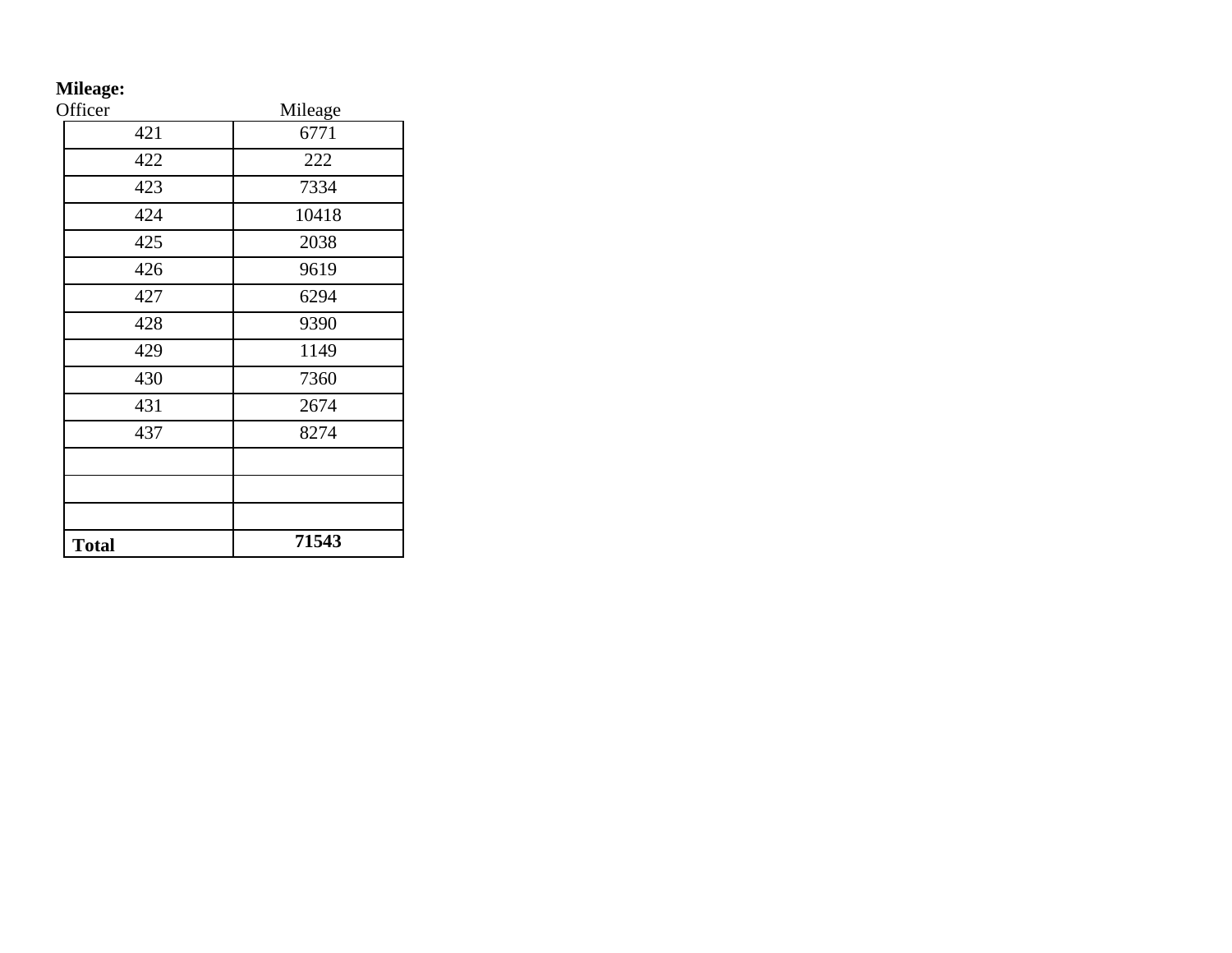**Mileage:**

| Officer | Mileage |
|---|---|
| 421 | 6771 |
| 422 | 222 |
| 423 | 7334 |
| 424 | 10418 |
| 425 | 2038 |
| 426 | 9619 |
| 427 | 6294 |
| 428 | 9390 |
| 429 | 1149 |
| 430 | 7360 |
| 431 | 2674 |
| 437 | 8274 |
| | |
| | |
| | |
| **Total** | **71543** |